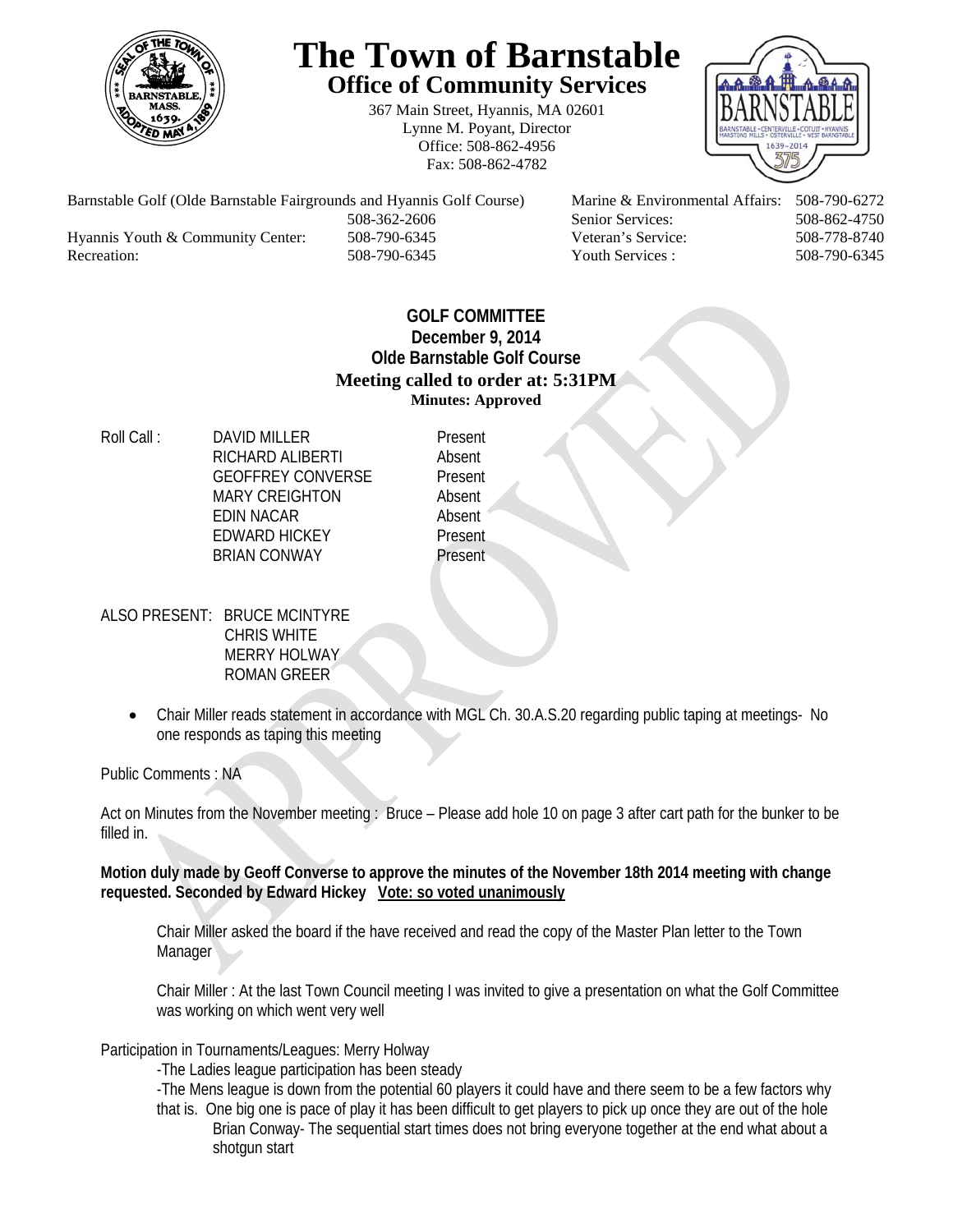# The Town of Barnstable

## Office of Community Services

367 Main Street, Hyannis, MA 02601
Lynne M. Poyant, Director
Office: 508-862-4956
Fax: 508-862-4782

| | | | |
|---|---|---|---|
| Barnstable Golf (Olde Barnstable Fairgrounds and Hyannis Golf Course) | 508-362-2606 | Marine & Environmental Affairs: | 508-790-6272 |
| | | Senior Services: | 508-862-4750 |
| Hyannis Youth & Community Center: | 508-790-6345 | Veteran's Service: | 508-778-8740 |
| Recreation: | 508-790-6345 | Youth Services : | 508-790-6345 |

**GOLF COMMITTEE**
**December 9, 2014**
**Olde Barnstable Golf Course**
**Meeting called to order at: 5:31PM**
**Minutes: Approved**

Roll Call :

| | |
|---|---|
| DAVID MILLER | Present |
| RICHARD ALIBERTI | Absent |
| GEOFFREY CONVERSE | Present |
| MARY CREIGHTON | Absent |
| EDIN NACAR | Absent |
| EDWARD HICKEY | Present |
| BRIAN CONWAY | Present |

ALSO PRESENT: BRUCE MCINTYRE
CHRIS WHITE
MERRY HOLWAY
ROMAN GREER

- Chair Miller reads statement in accordance with MGL Ch. 30.A.S.20 regarding public taping at meetings- No one responds as taping this meeting

Public Comments : NA

Act on Minutes from the November meeting : Bruce – Please add hole 10 on page 3 after cart path for the bunker to be filled in.

**Motion duly made by Geoff Converse to approve the minutes of the November 18th 2014 meeting with change requested. Seconded by Edward Hickey <u>Vote: so voted unanimously</u>**

Chair Miller asked the board if the have received and read the copy of the Master Plan letter to the Town Manager

Chair Miller : At the last Town Council meeting I was invited to give a presentation on what the Golf Committee was working on which went very well

Participation in Tournaments/Leagues: Merry Holway

-The Ladies league participation has been steady

-The Mens league is down from the potential 60 players it could have and there seem to be a few factors why that is. One big one is pace of play it has been difficult to get players to pick up once they are out of the hole

Brian Conway- The sequential start times does not bring everyone together at the end what about a shotgun start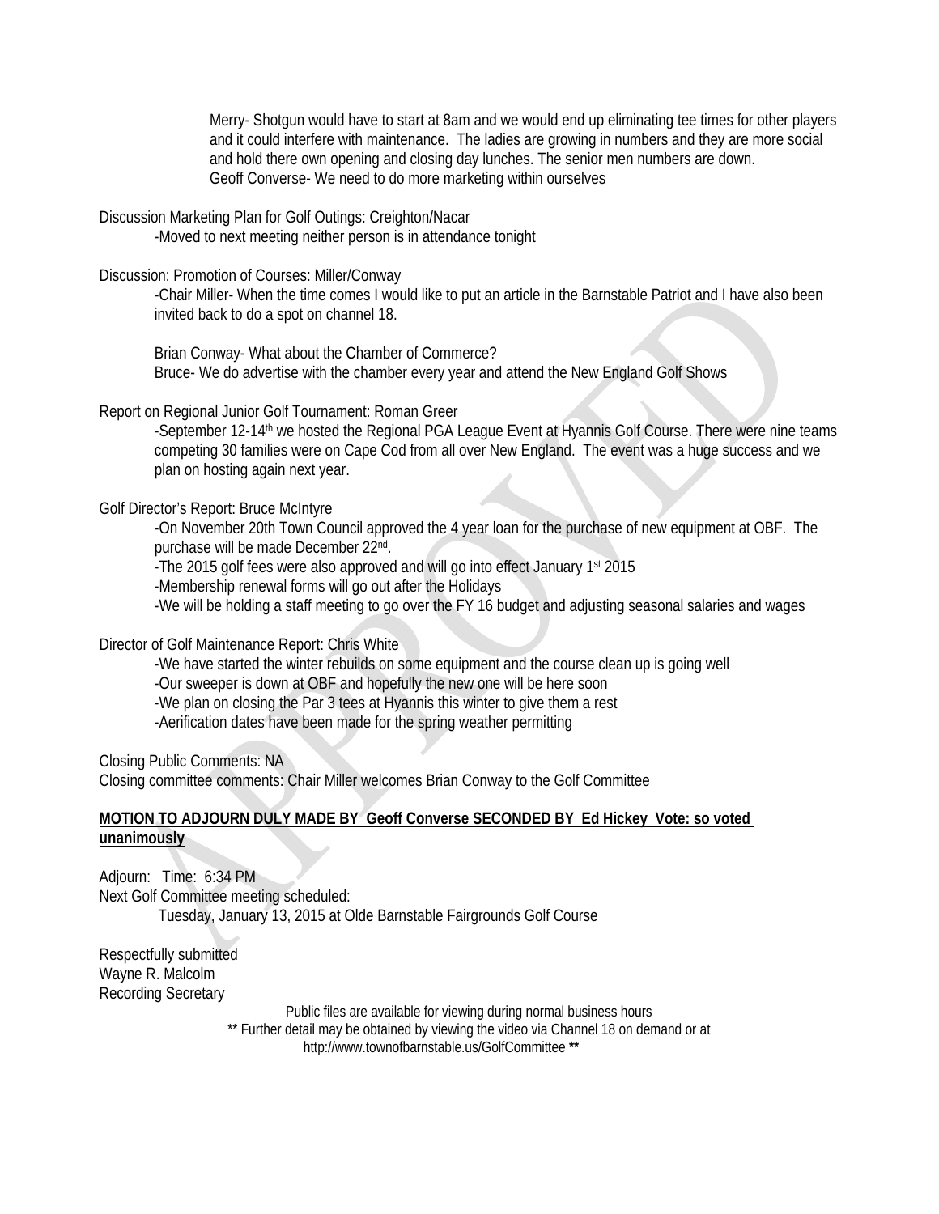Merry- Shotgun would have to start at 8am and we would end up eliminating tee times for other players and it could interfere with maintenance. The ladies are growing in numbers and they are more social and hold there own opening and closing day lunches. The senior men numbers are down.
Geoff Converse- We need to do more marketing within ourselves

Discussion Marketing Plan for Golf Outings: Creighton/Nacar
-Moved to next meeting neither person is in attendance tonight

Discussion: Promotion of Courses: Miller/Conway
-Chair Miller- When the time comes I would like to put an article in the Barnstable Patriot and I have also been invited back to do a spot on channel 18.

Brian Conway- What about the Chamber of Commerce?
Bruce- We do advertise with the chamber every year and attend the New England Golf Shows

Report on Regional Junior Golf Tournament: Roman Greer
-September 12-14th we hosted the Regional PGA League Event at Hyannis Golf Course. There were nine teams competing 30 families were on Cape Cod from all over New England. The event was a huge success and we plan on hosting again next year.

Golf Director's Report: Bruce McIntyre
-On November 20th Town Council approved the 4 year loan for the purchase of new equipment at OBF. The purchase will be made December 22nd.
-The 2015 golf fees were also approved and will go into effect January 1st 2015
-Membership renewal forms will go out after the Holidays
-We will be holding a staff meeting to go over the FY 16 budget and adjusting seasonal salaries and wages

Director of Golf Maintenance Report: Chris White
-We have started the winter rebuilds on some equipment and the course clean up is going well
-Our sweeper is down at OBF and hopefully the new one will be here soon
-We plan on closing the Par 3 tees at Hyannis this winter to give them a rest
-Aerification dates have been made for the spring weather permitting

Closing Public Comments: NA
Closing committee comments: Chair Miller welcomes Brian Conway to the Golf Committee

**MOTION TO ADJOURN DULY MADE BY Geoff Converse SECONDED BY Ed Hickey Vote: so voted unanimously**

Adjourn: Time: 6:34 PM
Next Golf Committee meeting scheduled:
Tuesday, January 13, 2015 at Olde Barnstable Fairgrounds Golf Course

Respectfully submitted
Wayne R. Malcolm
Recording Secretary

Public files are available for viewing during normal business hours
** Further detail may be obtained by viewing the video via Channel 18 on demand or at http://www.townofbarnstable.us/GolfCommittee **